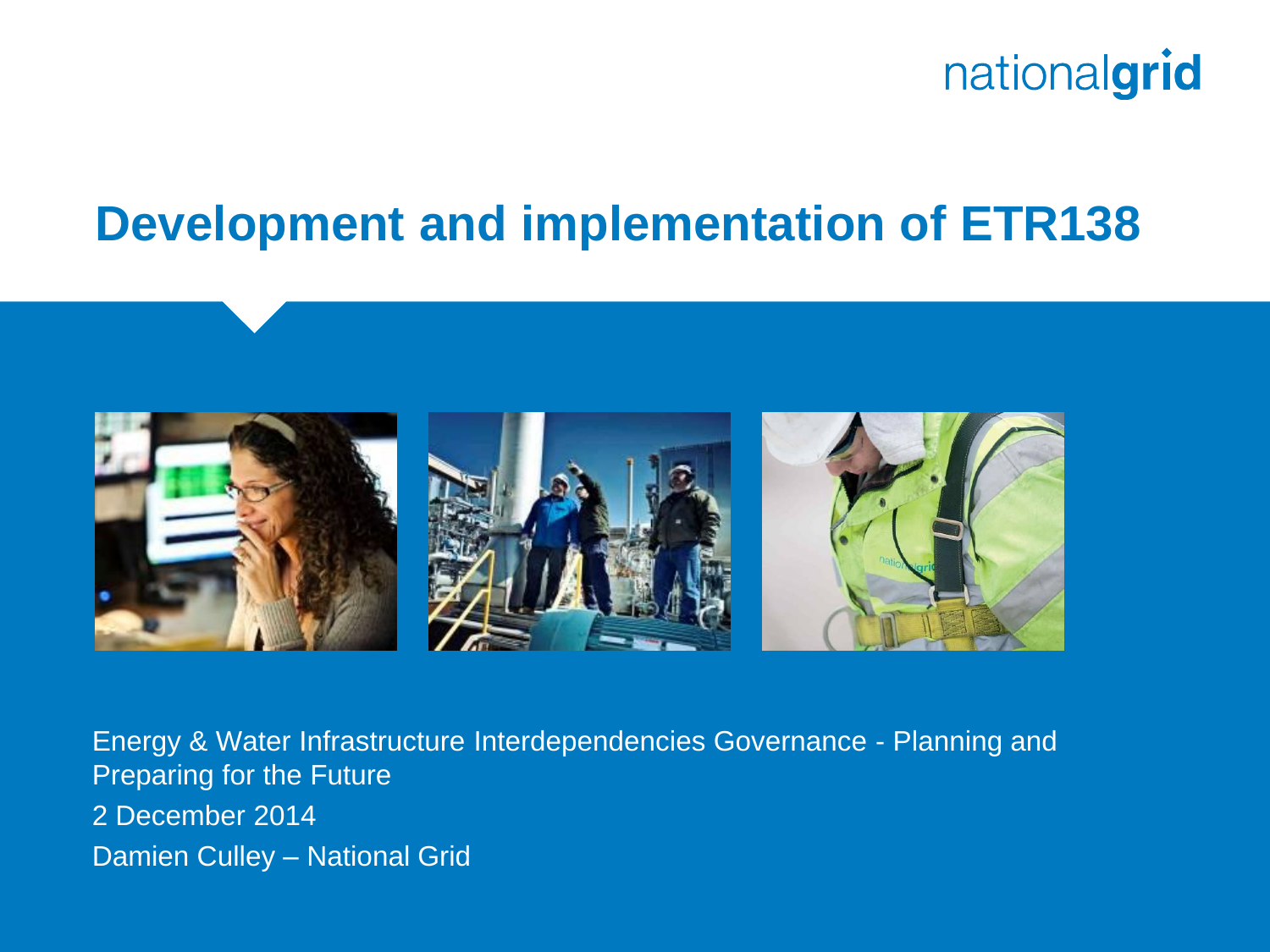nationalgrid

# Development and implementation of ETR138

Energy & Water Infrastructure Interdependencies Governance - Planning and Preparing for the Future

2 December 2014

Damien Culley – National Grid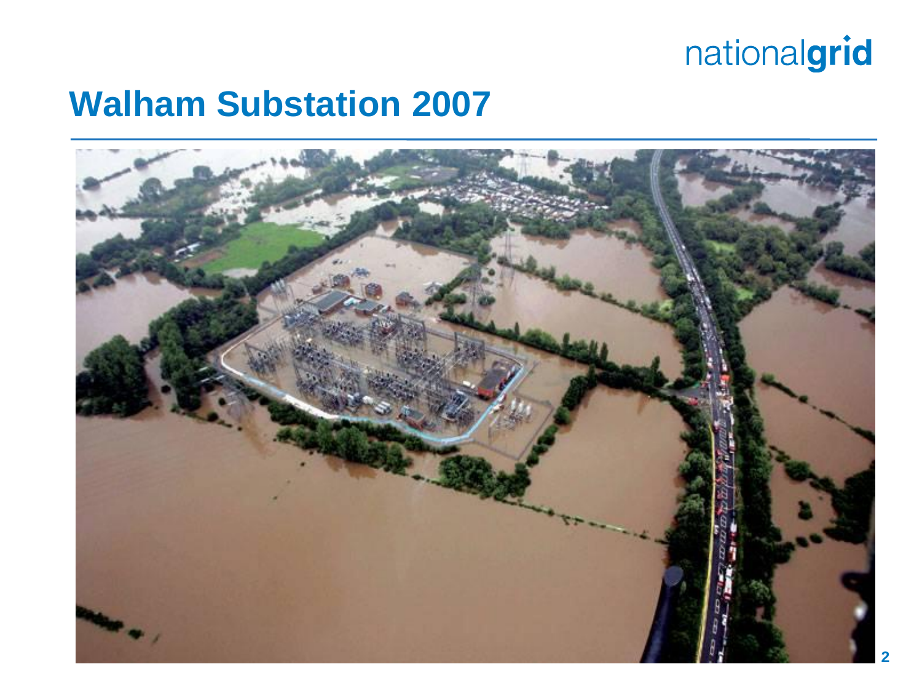# Walham Substation 2007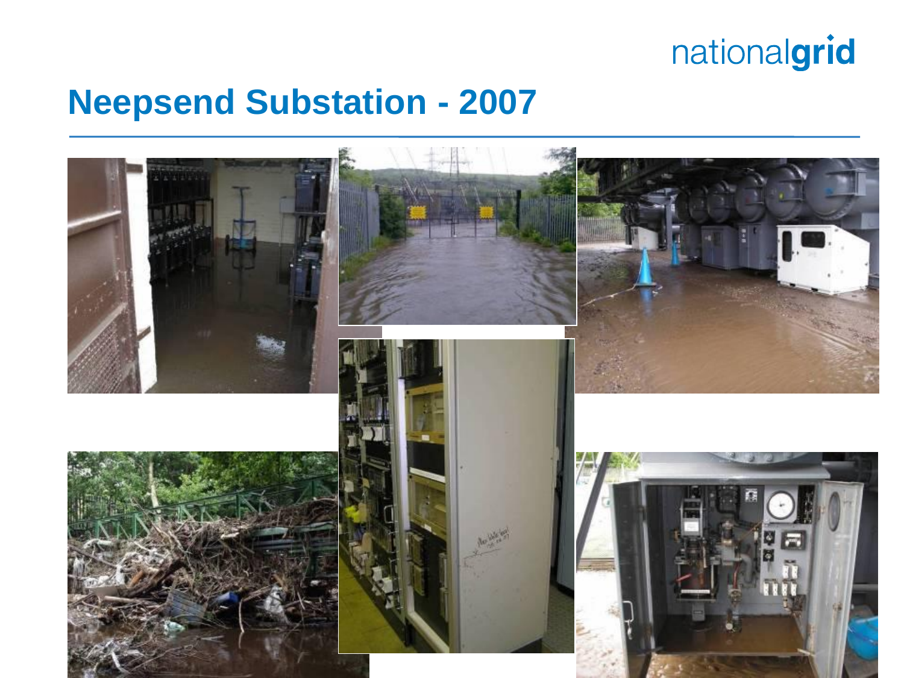# Neepsend Substation - 2007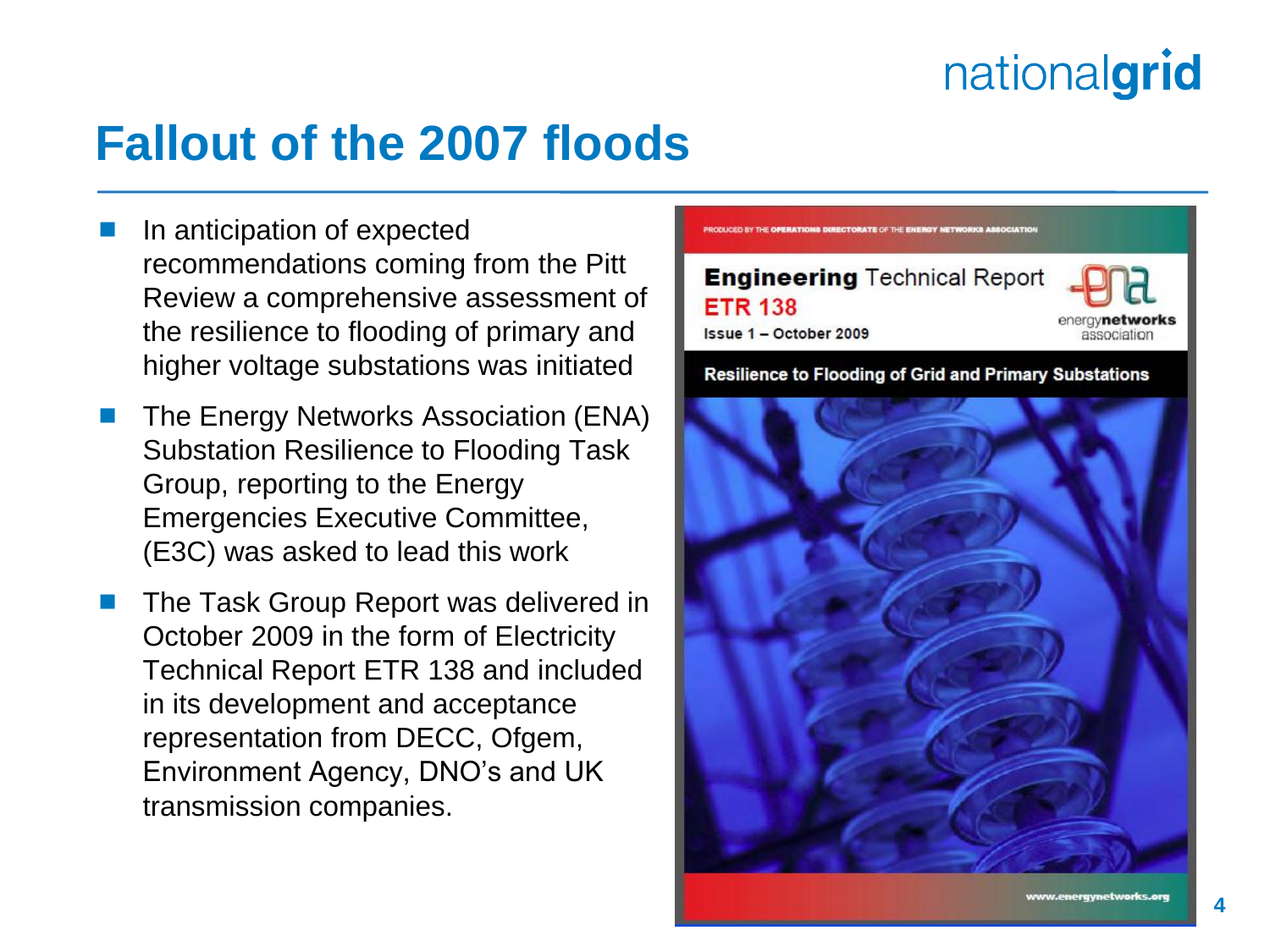# Fallout of the 2007 floods

- In anticipation of expected recommendations coming from the Pitt Review a comprehensive assessment of the resilience to flooding of primary and higher voltage substations was initiated
- The Energy Networks Association (ENA) Substation Resilience to Flooding Task Group, reporting to the Energy Emergencies Executive Committee, (E3C) was asked to lead this work
- The Task Group Report was delivered in October 2009 in the form of Electricity Technical Report ETR 138 and included in its development and acceptance representation from DECC, Ofgem, Environment Agency, DNO's and UK transmission companies.

PRODUCED BY THE OPERATIONS DIRECTORATE OF THE ENERGY NETWORKS ASSOCIATION

**Engineering** Technical Report
ETR 138
Issue 1 – October 2009

energy**networks** association

**Resilience to Flooding of Grid and Primary Substations**

www.energynetworks.org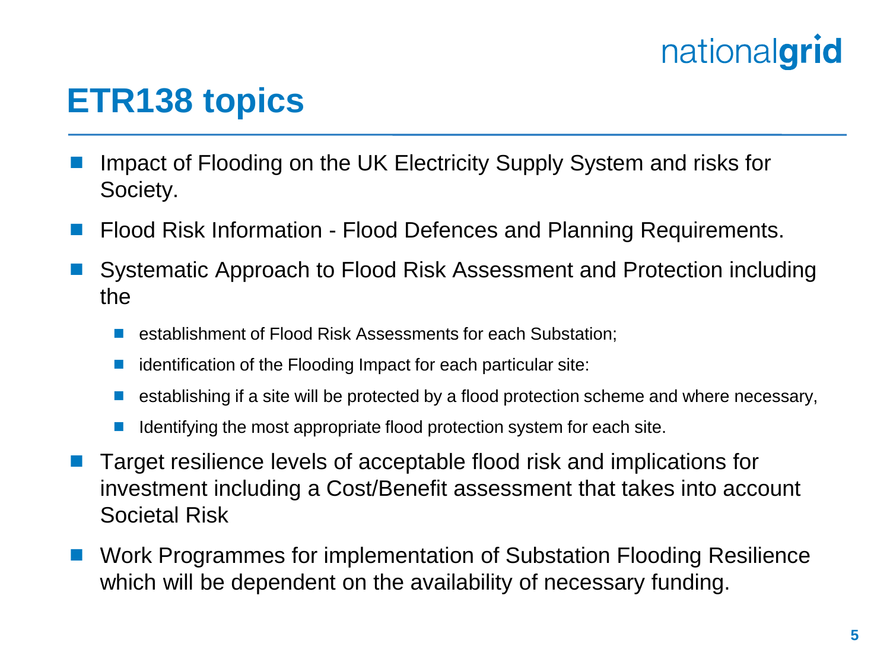# ETR138 topics

- Impact of Flooding on the UK Electricity Supply System and risks for Society.
- Flood Risk Information - Flood Defences and Planning Requirements.
- Systematic Approach to Flood Risk Assessment and Protection including the
  - establishment of Flood Risk Assessments for each Substation;
  - identification of the Flooding Impact for each particular site:
  - establishing if a site will be protected by a flood protection scheme and where necessary,
  - Identifying the most appropriate flood protection system for each site.
- Target resilience levels of acceptable flood risk and implications for investment including a Cost/Benefit assessment that takes into account Societal Risk
- Work Programmes for implementation of Substation Flooding Resilience which will be dependent on the availability of necessary funding.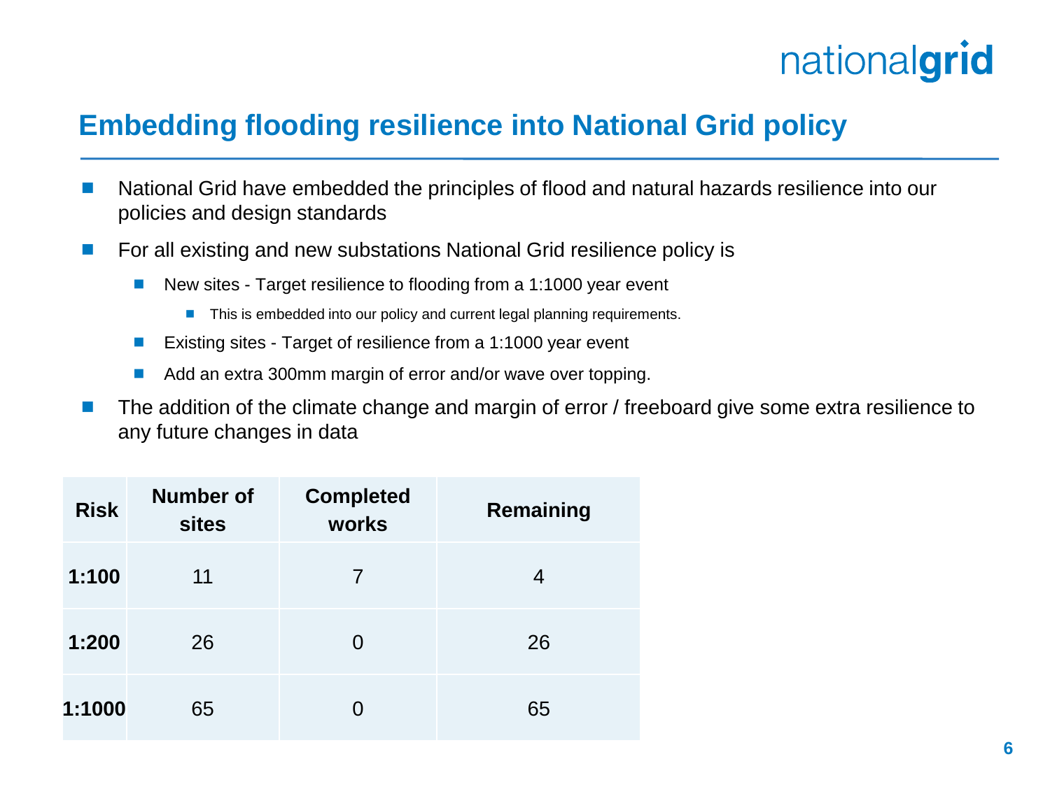## Embedding flooding resilience into National Grid policy

- National Grid have embedded the principles of flood and natural hazards resilience into our policies and design standards
- For all existing and new substations National Grid resilience policy is
  - New sites - Target resilience to flooding from a 1:1000 year event
    - This is embedded into our policy and current legal planning requirements.
  - Existing sites - Target of resilience from a 1:1000 year event
  - Add an extra 300mm margin of error and/or wave over topping.
- The addition of the climate change and margin of error / freeboard give some extra resilience to any future changes in data

| Risk | Number of sites | Completed works | Remaining |
| --- | --- | --- | --- |
| **1:100** | 11 | 7 | 4 |
| **1:200** | 26 | 0 | 26 |
| **1:1000** | 65 | 0 | 65 |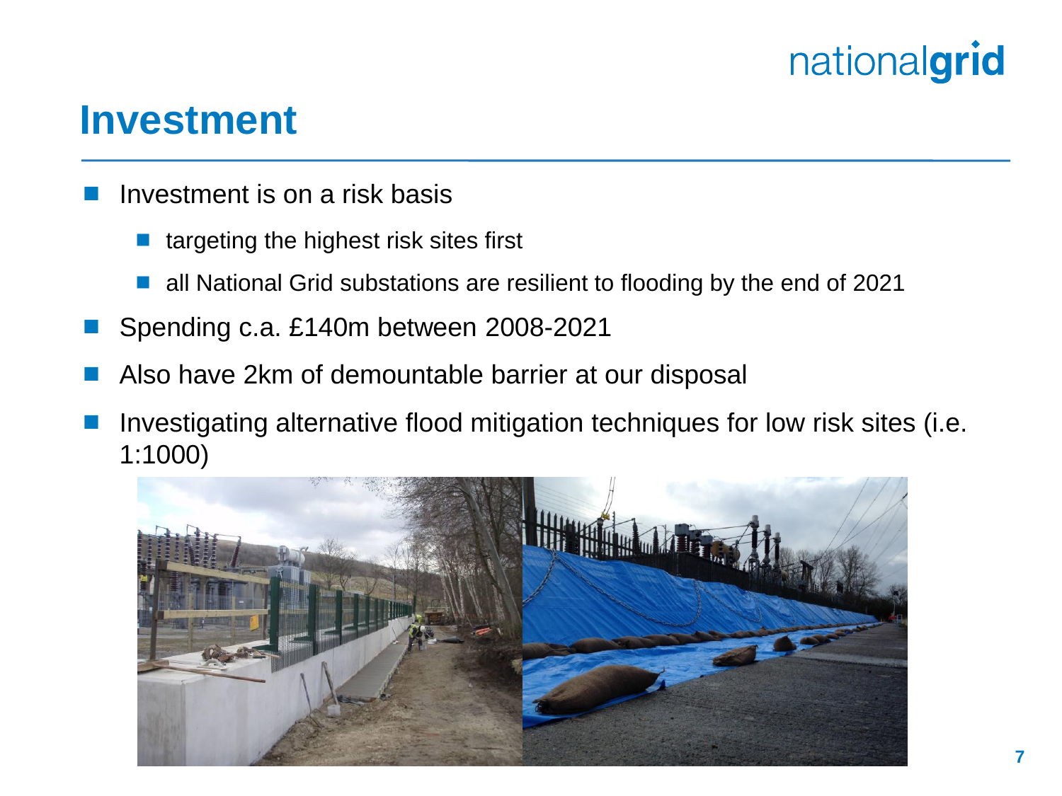# Investment

- Investment is on a risk basis
  - targeting the highest risk sites first
  - all National Grid substations are resilient to flooding by the end of 2021
- Spending c.a. £140m between 2008-2021
- Also have 2km of demountable barrier at our disposal
- Investigating alternative flood mitigation techniques for low risk sites (i.e. 1:1000)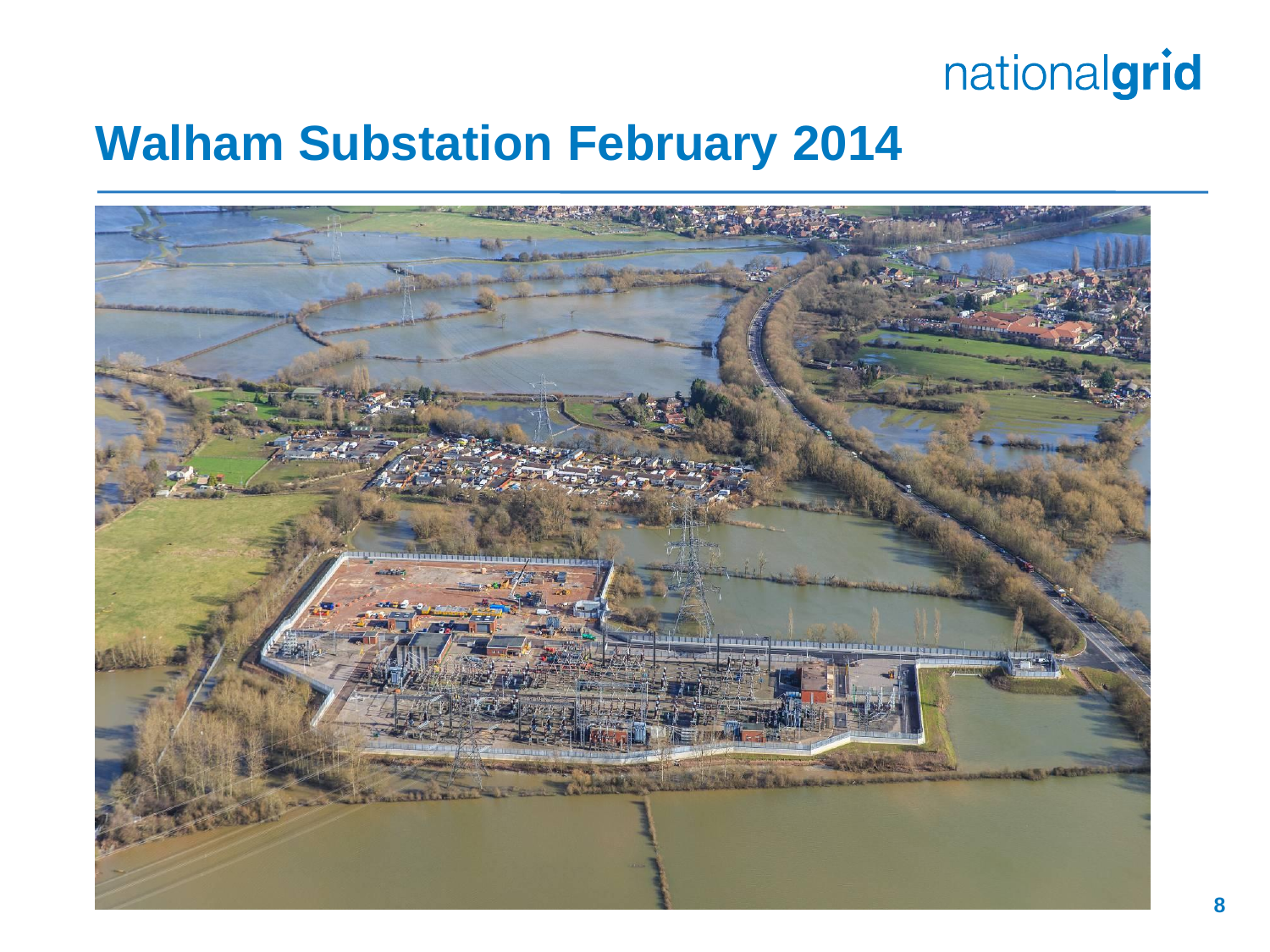# Walham Substation February 2014